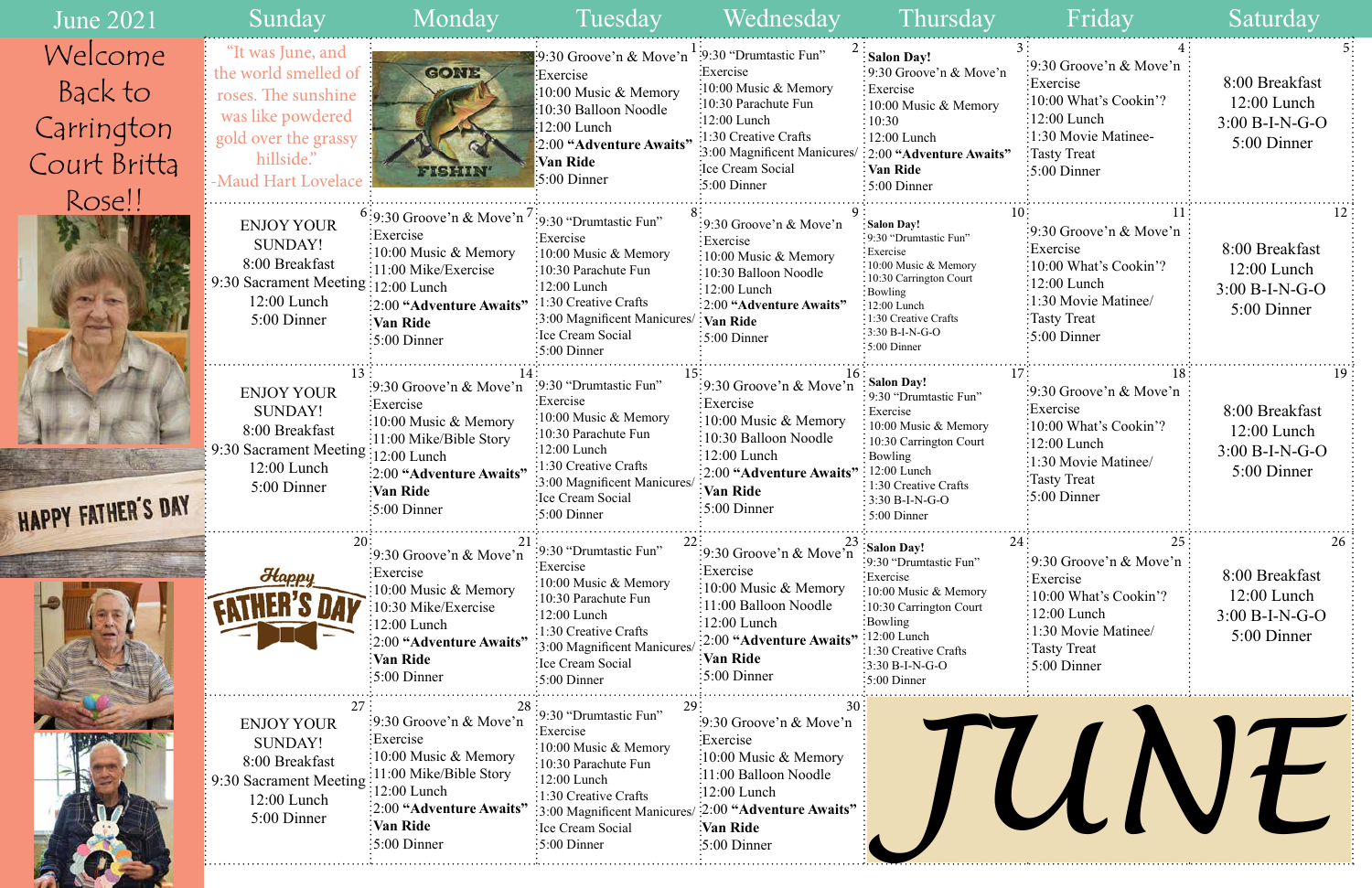# June 2021

Welcome Back to Carrington Court Britta Rose!!

HAPPY FATHER'S DAY

| Sunday | Monday | Tuesday | Wednesday | Thursday | Friday | Saturday |
|---|---|---|---|---|---|---|
| "It was June, and the world smelled of roses. The sunshine was like powdered gold over the grassy hillside." -Maud Hart Lovelace | GONE FISHIN' | 1 9:30 Groove'n & Move'n Exercise 10:00 Music & Memory 10:30 Balloon Noodle 12:00 Lunch 2:00 **"Adventure Awaits" Van Ride** 5:00 Dinner | 2 9:30 "Drumtastic Fun" Exercise 10:00 Music & Memory 10:30 Parachute Fun 12:00 Lunch 1:30 Creative Crafts 3:00 Magnificent Manicures/ Ice Cream Social 5:00 Dinner | 3 **Salon Day!** 9:30 Groove'n & Move'n Exercise 10:00 Music & Memory 10:30 12:00 Lunch 2:00 **"Adventure Awaits" Van Ride** 5:00 Dinner | 4 9:30 Groove'n & Move'n Exercise 10:00 What's Cookin'? 12:00 Lunch 1:30 Movie Matinee- Tasty Treat 5:00 Dinner | 5 8:00 Breakfast 12:00 Lunch 3:00 B-I-N-G-O 5:00 Dinner |
| 6 ENJOY YOUR SUNDAY! 8:00 Breakfast 9:30 Sacrament Meeting 12:00 Lunch 5:00 Dinner | 7 9:30 Groove'n & Move'n Exercise 10:00 Music & Memory 11:00 Mike/Exercise 12:00 Lunch 2:00 **"Adventure Awaits" Van Ride** 5:00 Dinner | 8 9:30 "Drumtastic Fun" Exercise 10:00 Music & Memory 10:30 Parachute Fun 12:00 Lunch 1:30 Creative Crafts 3:00 Magnificent Manicures/ Ice Cream Social 5:00 Dinner | 9 9:30 Groove'n & Move'n Exercise 10:00 Music & Memory 10:30 Balloon Noodle 12:00 Lunch 2:00 **"Adventure Awaits" Van Ride** 5:00 Dinner | 10 **Salon Day!** 9:30 "Drumtastic Fun" Exercise 10:00 Music & Memory 10:30 Carrington Court Bowling 12:00 Lunch 1:30 Creative Crafts 3:30 B-I-N-G-O 5:00 Dinner | 11 9:30 Groove'n & Move'n Exercise 10:00 What's Cookin'? 12:00 Lunch 1:30 Movie Matinee/ Tasty Treat 5:00 Dinner | 12 8:00 Breakfast 12:00 Lunch 3:00 B-I-N-G-O 5:00 Dinner |
| 13 ENJOY YOUR SUNDAY! 8:00 Breakfast 9:30 Sacrament Meeting 12:00 Lunch 5:00 Dinner | 14 9:30 Groove'n & Move'n Exercise 10:00 Music & Memory 11:00 Mike/Bible Story 12:00 Lunch 2:00 **"Adventure Awaits" Van Ride** 5:00 Dinner | 15 9:30 "Drumtastic Fun" Exercise 10:00 Music & Memory 10:30 Parachute Fun 12:00 Lunch 1:30 Creative Crafts 3:00 Magnificent Manicures/ Ice Cream Social 5:00 Dinner | 16 9:30 Groove'n & Move'n Exercise 10:00 Music & Memory 10:30 Balloon Noodle 12:00 Lunch 2:00 **"Adventure Awaits" Van Ride** 5:00 Dinner | 17 **Salon Day!** 9:30 "Drumtastic Fun" Exercise 10:00 Music & Memory 10:30 Carrington Court Bowling 12:00 Lunch 1:30 Creative Crafts 3:30 B-I-N-G-O 5:00 Dinner | 18 9:30 Groove'n & Move'n Exercise 10:00 What's Cookin'? 12:00 Lunch 1:30 Movie Matinee/ Tasty Treat 5:00 Dinner | 19 8:00 Breakfast 12:00 Lunch 3:00 B-I-N-G-O 5:00 Dinner |
| 20 Happy FATHER'S DAY | 21 9:30 Groove'n & Move'n Exercise 10:00 Music & Memory 10:30 Mike/Exercise 12:00 Lunch 2:00 **"Adventure Awaits" Van Ride** 5:00 Dinner | 22 9:30 "Drumtastic Fun" Exercise 10:00 Music & Memory 10:30 Parachute Fun 12:00 Lunch 1:30 Creative Crafts 3:00 Magnificent Manicures/ Ice Cream Social 5:00 Dinner | 23 9:30 Groove'n & Move'n Exercise 10:00 Music & Memory 11:00 Balloon Noodle 12:00 Lunch 2:00 **"Adventure Awaits" Van Ride** 5:00 Dinner | 24 **Salon Day!** 9:30 "Drumtastic Fun" Exercise 10:00 Music & Memory 10:30 Carrington Court Bowling 12:00 Lunch 1:30 Creative Crafts 3:30 B-I-N-G-O 5:00 Dinner | 25 9:30 Groove'n & Move'n Exercise 10:00 What's Cookin'? 12:00 Lunch 1:30 Movie Matinee/ Tasty Treat 5:00 Dinner | 26 8:00 Breakfast 12:00 Lunch 3:00 B-I-N-G-O 5:00 Dinner |
| 27 ENJOY YOUR SUNDAY! 8:00 Breakfast 9:30 Sacrament Meeting 12:00 Lunch 5:00 Dinner | 28 9:30 Groove'n & Move'n Exercise 10:00 Music & Memory 11:00 Mike/Bible Story 12:00 Lunch 2:00 **"Adventure Awaits" Van Ride** 5:00 Dinner | 29 9:30 "Drumtastic Fun" Exercise 10:00 Music & Memory 10:30 Parachute Fun 12:00 Lunch 1:30 Creative Crafts 3:00 Magnificent Manicures/ Ice Cream Social 5:00 Dinner | 30 9:30 Groove'n & Move'n Exercise 10:00 Music & Memory 11:00 Balloon Noodle 12:00 Lunch 2:00 **"Adventure Awaits" Van Ride** 5:00 Dinner | JUNE | | |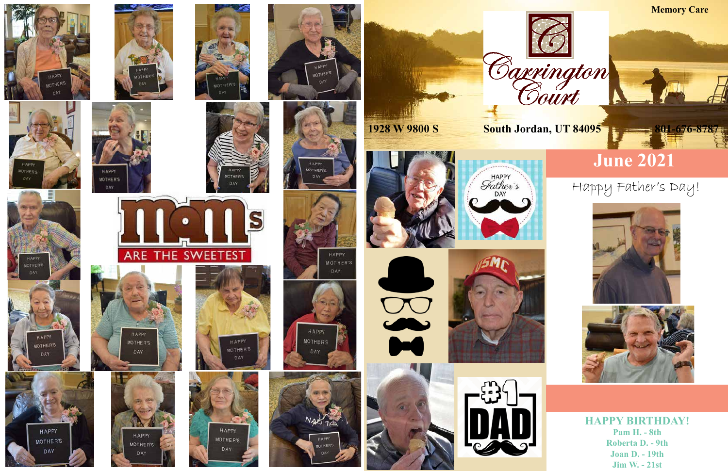Memory Care

Carrington Court

1928 W 9800 S

South Jordan, UT 84095

801-676-8787

## June 2021

Happy Father's Day!

HAPPY MOTHER'S DAY

MOMS ARE THE SWEETEST

HAPPY Father's DAY

#1 DAD

### HAPPY BIRTHDAY!

Pam H. - 8th

Roberta D. - 9th

Joan D. - 19th

Jim W. - 21st